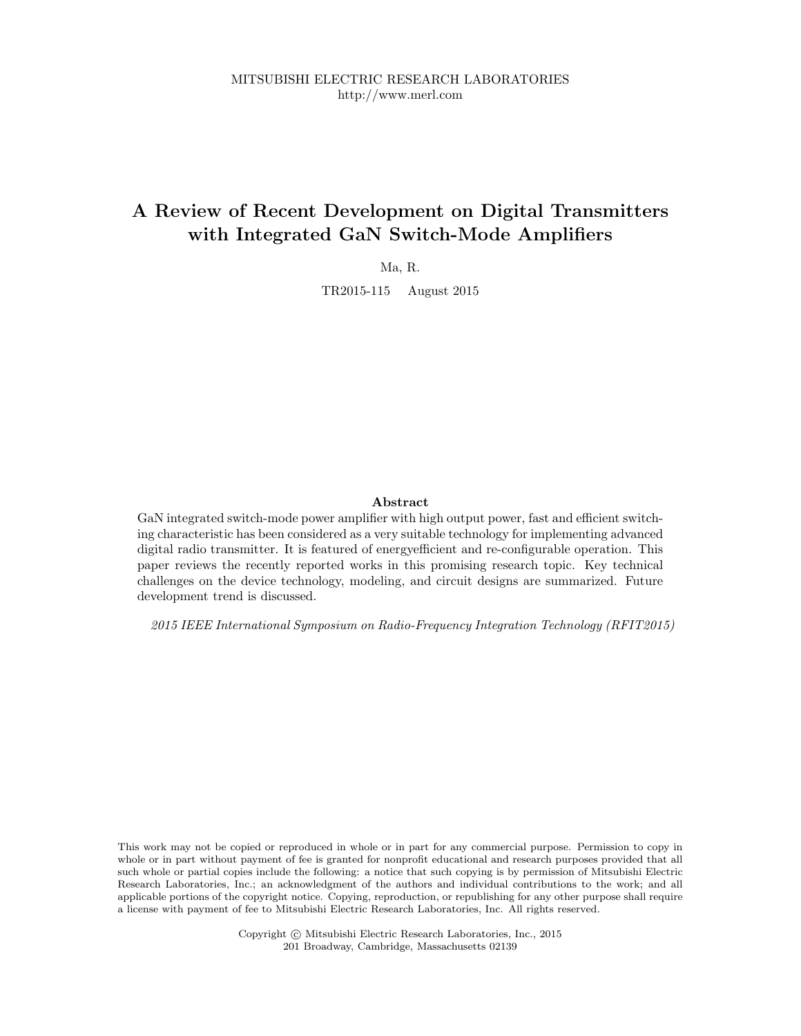MITSUBISHI ELECTRIC RESEARCH LABORATORIES
http://www.merl.com

# A Review of Recent Development on Digital Transmitters with Integrated GaN Switch-Mode Amplifiers

Ma, R.

TR2015-115 August 2015

## Abstract

GaN integrated switch-mode power amplifier with high output power, fast and efficient switching characteristic has been considered as a very suitable technology for implementing advanced digital radio transmitter. It is featured of energyefficient and re-configurable operation. This paper reviews the recently reported works in this promising research topic. Key technical challenges on the device technology, modeling, and circuit designs are summarized. Future development trend is discussed.

*2015 IEEE International Symposium on Radio-Frequency Integration Technology (RFIT2015)*

This work may not be copied or reproduced in whole or in part for any commercial purpose. Permission to copy in whole or in part without payment of fee is granted for nonprofit educational and research purposes provided that all such whole or partial copies include the following: a notice that such copying is by permission of Mitsubishi Electric Research Laboratories, Inc.; an acknowledgment of the authors and individual contributions to the work; and all applicable portions of the copyright notice. Copying, reproduction, or republishing for any other purpose shall require a license with payment of fee to Mitsubishi Electric Research Laboratories, Inc. All rights reserved.

Copyright © Mitsubishi Electric Research Laboratories, Inc., 2015
201 Broadway, Cambridge, Massachusetts 02139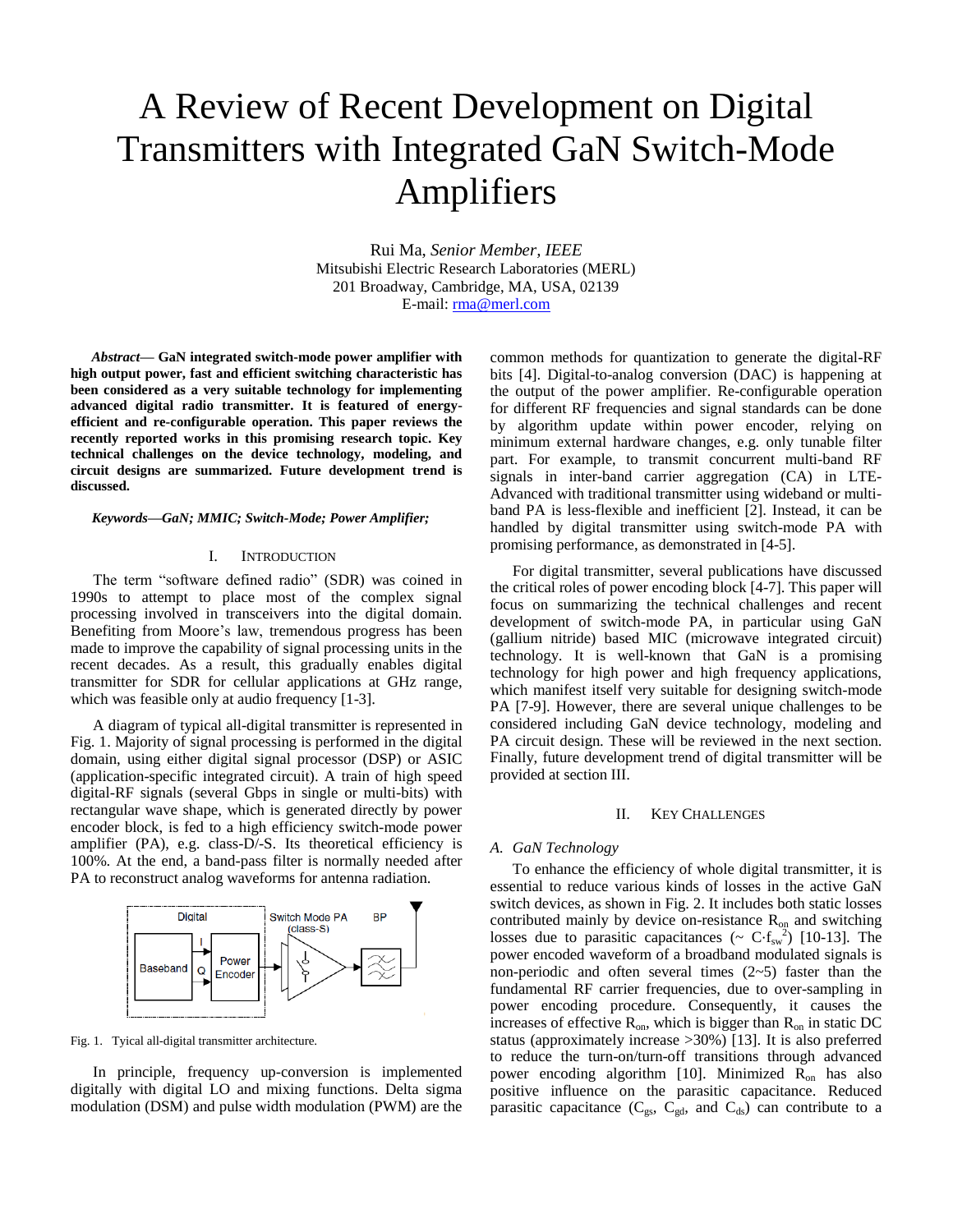# A Review of Recent Development on Digital Transmitters with Integrated GaN Switch-Mode Amplifiers

Rui Ma, *Senior Member, IEEE*
Mitsubishi Electric Research Laboratories (MERL)
201 Broadway, Cambridge, MA, USA, 02139
E-mail: rma@merl.com

***Abstract*— GaN integrated switch-mode power amplifier with high output power, fast and efficient switching characteristic has been considered as a very suitable technology for implementing advanced digital radio transmitter. It is featured of energy-efficient and re-configurable operation. This paper reviews the recently reported works in this promising research topic. Key technical challenges on the device technology, modeling, and circuit designs are summarized. Future development trend is discussed.**

***Keywords—GaN; MMIC; Switch-Mode; Power Amplifier;***

## I. INTRODUCTION

The term "software defined radio" (SDR) was coined in 1990s to attempt to place most of the complex signal processing involved in transceivers into the digital domain. Benefiting from Moore's law, tremendous progress has been made to improve the capability of signal processing units in the recent decades. As a result, this gradually enables digital transmitter for SDR for cellular applications at GHz range, which was feasible only at audio frequency [1-3].

A diagram of typical all-digital transmitter is represented in Fig. 1. Majority of signal processing is performed in the digital domain, using either digital signal processor (DSP) or ASIC (application-specific integrated circuit). A train of high speed digital-RF signals (several Gbps in single or multi-bits) with rectangular wave shape, which is generated directly by power encoder block, is fed to a high efficiency switch-mode power amplifier (PA), e.g. class-D/-S. Its theoretical efficiency is 100%. At the end, a band-pass filter is normally needed after PA to reconstruct analog waveforms for antenna radiation.

Fig. 1. Tyical all-digital transmitter architecture.

In principle, frequency up-conversion is implemented digitally with digital LO and mixing functions. Delta sigma modulation (DSM) and pulse width modulation (PWM) are the common methods for quantization to generate the digital-RF bits [4]. Digital-to-analog conversion (DAC) is happening at the output of the power amplifier. Re-configurable operation for different RF frequencies and signal standards can be done by algorithm update within power encoder, relying on minimum external hardware changes, e.g. only tunable filter part. For example, to transmit concurrent multi-band RF signals in inter-band carrier aggregation (CA) in LTE-Advanced with traditional transmitter using wideband or multi-band PA is less-flexible and inefficient [2]. Instead, it can be handled by digital transmitter using switch-mode PA with promising performance, as demonstrated in [4-5].

For digital transmitter, several publications have discussed the critical roles of power encoding block [4-7]. This paper will focus on summarizing the technical challenges and recent development of switch-mode PA, in particular using GaN (gallium nitride) based MIC (microwave integrated circuit) technology. It is well-known that GaN is a promising technology for high power and high frequency applications, which manifest itself very suitable for designing switch-mode PA [7-9]. However, there are several unique challenges to be considered including GaN device technology, modeling and PA circuit design. These will be reviewed in the next section. Finally, future development trend of digital transmitter will be provided at section III.

## II. KEY CHALLENGES

### *A. GaN Technology*

To enhance the efficiency of whole digital transmitter, it is essential to reduce various kinds of losses in the active GaN switch devices, as shown in Fig. 2. It includes both static losses contributed mainly by device on-resistance $R_{on}$ and switching losses due to parasitic capacitances ($\sim C \cdot f_{sw}^2$) [10-13]. The power encoded waveform of a broadband modulated signals is non-periodic and often several times (2~5) faster than the fundamental RF carrier frequencies, due to over-sampling in power encoding procedure. Consequently, it causes the increases of effective $R_{on}$, which is bigger than $R_{on}$ in static DC status (approximately increase >30%) [13]. It is also preferred to reduce the turn-on/turn-off transitions through advanced power encoding algorithm [10]. Minimized $R_{on}$ has also positive influence on the parasitic capacitance. Reduced parasitic capacitance ($C_{gs}$, $C_{gd}$, and $C_{ds}$) can contribute to a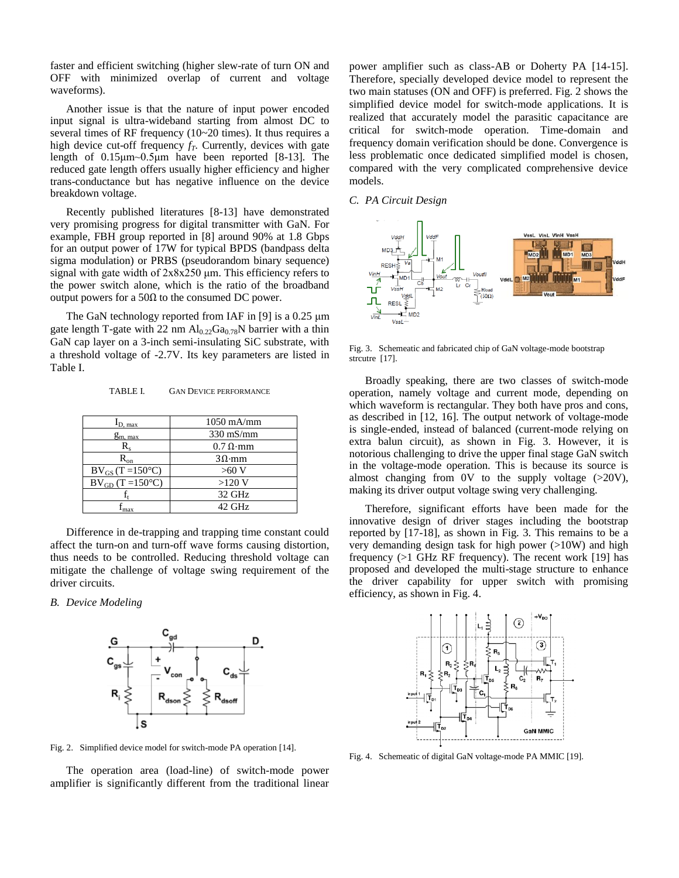faster and efficient switching (higher slew-rate of turn ON and OFF with minimized overlap of current and voltage waveforms).

Another issue is that the nature of input power encoded input signal is ultra-wideband starting from almost DC to several times of RF frequency (10~20 times). It thus requires a high device cut-off frequency $f_T$. Currently, devices with gate length of 0.15μm~0.5μm have been reported [8-13]. The reduced gate length offers usually higher efficiency and higher trans-conductance but has negative influence on the device breakdown voltage.

Recently published literatures [8-13] have demonstrated very promising progress for digital transmitter with GaN. For example, FBH group reported in [8] around 90% at 1.8 Gbps for an output power of 17W for typical BPDS (bandpass delta sigma modulation) or PRBS (pseudorandom binary sequence) signal with gate width of 2x8x250 μm. This efficiency refers to the power switch alone, which is the ratio of the broadband output powers for a 50Ω to the consumed DC power.

The GaN technology reported from IAF in [9] is a 0.25 μm gate length T-gate with 22 nm $Al_{0.22}Ga_{0.78}N$ barrier with a thin GaN cap layer on a 3-inch semi-insulating SiC substrate, with a threshold voltage of -2.7V. Its key parameters are listed in Table I.

TABLE I. GAN DEVICE PERFORMANCE

| | |
|---|---|
| $I_{D,\,max}$ | 1050 mA/mm |
| $g_{m,\,max}$ | 330 mS/mm |
| $R_s$ | 0.7 Ω·mm |
| $R_{on}$ | 3Ω·mm |
| $BV_{GS}$ (T =150°C) | >60 V |
| $BV_{GD}$ (T =150°C) | >120 V |
| $f_t$ | 32 GHz |
| $f_{max}$ | 42 GHz |

Difference in de-trapping and trapping time constant could affect the turn-on and turn-off wave forms causing distortion, thus needs to be controlled. Reducing threshold voltage can mitigate the challenge of voltage swing requirement of the driver circuits.

*B. Device Modeling*

Fig. 2. Simplified device model for switch-mode PA operation [14].

The operation area (load-line) of switch-mode power amplifier is significantly different from the traditional linear power amplifier such as class-AB or Doherty PA [14-15]. Therefore, specially developed device model to represent the two main statuses (ON and OFF) is preferred. Fig. 2 shows the simplified device model for switch-mode applications. It is realized that accurately model the parasitic capacitance are critical for switch-mode operation. Time-domain and frequency domain verification should be done. Convergence is less problematic once dedicated simplified model is chosen, compared with the very complicated comprehensive device models.

*C. PA Circuit Design*

Fig. 3. Schemeatic and fabricated chip of GaN voltage-mode bootstrap strcutre [17].

Broadly speaking, there are two classes of switch-mode operation, namely voltage and current mode, depending on which waveform is rectangular. They both have pros and cons, as described in [12, 16]. The output network of voltage-mode is single-ended, instead of balanced (current-mode relying on extra balun circuit), as shown in Fig. 3. However, it is notorious challenging to drive the upper final stage GaN switch in the voltage-mode operation. This is because its source is almost changing from 0V to the supply voltage (>20V), making its driver output voltage swing very challenging.

Therefore, significant efforts have been made for the innovative design of driver stages including the bootstrap reported by [17-18], as shown in Fig. 3. This remains to be a very demanding design task for high power (>10W) and high frequency (>1 GHz RF frequency). The recent work [19] has proposed and developed the multi-stage structure to enhance the driver capability for upper switch with promising efficiency, as shown in Fig. 4.

Fig. 4. Schematic of digital GaN voltage-mode PA MMIC [19].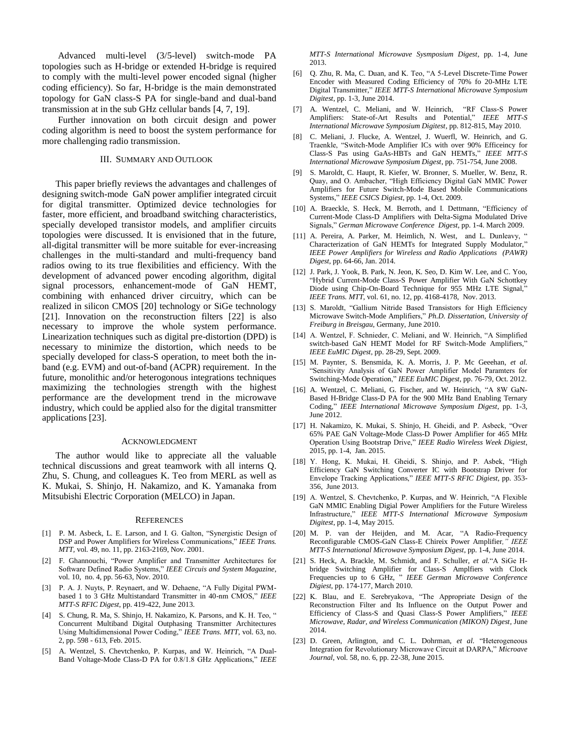Advanced multi-level (3/5-level) switch-mode PA topologies such as H-bridge or extended H-bridge is required to comply with the multi-level power encoded signal (higher coding efficiency). So far, H-bridge is the main demonstrated topology for GaN class-S PA for single-band and dual-band transmission at in the sub GHz cellular bands [4, 7, 19].

Further innovation on both circuit design and power coding algorithm is need to boost the system performance for more challenging radio transmission.

## III. Summary and Outlook

This paper briefly reviews the advantages and challenges of designing switch-mode GaN power amplifier integrated circuit for digital transmitter. Optimized device technologies for faster, more efficient, and broadband switching characteristics, specially developed transistor models, and amplifier circuits topologies were discussed. It is envisioned that in the future, all-digital transmitter will be more suitable for ever-increasing challenges in the multi-standard and multi-frequency band radios owing to its true flexibilities and efficiency. With the development of advanced power encoding algorithm, digital signal processors, enhancement-mode of GaN HEMT, combining with enhanced driver circuitry, which can be realized in silicon CMOS [20] technology or SiGe technology [21]. Innovation on the reconstruction filters [22] is also necessary to improve the whole system performance. Linearization techniques such as digital pre-distortion (DPD) is necessary to minimize the distortion, which needs to be specially developed for class-S operation, to meet both the in-band (e.g. EVM) and out-of-band (ACPR) requirement. In the future, monolithic and/or heterogonous integrations techniques maximizing the technologies strength with the highest performance are the development trend in the microwave industry, which could be applied also for the digital transmitter applications [23].

## Acknowledgment

The author would like to appreciate all the valuable technical discussions and great teamwork with all interns Q. Zhu, S. Chung, and colleagues K. Teo from MERL as well as K. Mukai, S. Shinjo, H. Nakamizo, and K. Yamanaka from Mitsubishi Electric Corporation (MELCO) in Japan.

## References

[1] P. M. Asbeck, L. E. Larson, and I. G. Galton, "Synergistic Design of DSP and Power Amplifiers for Wireless Communications," *IEEE Trans. MTT*, vol. 49, no. 11, pp. 2163-2169, Nov. 2001.

[2] F. Ghannouchi, "Power Amplifier and Transmitter Architectures for Software Defined Radio Systems," *IEEE Circuis and System Magazine*, vol. 10, no. 4, pp. 56-63, Nov. 2010.

[3] P. A. J. Nuyts, P. Reynaert, and W. Dehaene, "A Fully Digital PWM-based 1 to 3 GHz Multistandard Transmitter in 40-nm CMOS," *IEEE MTT-S RFIC Digest*, pp. 419-422, June 2013.

[4] S. Chung, R. Ma, S. Shinjo, H. Nakamizo, K. Parsons, and K. H. Teo, " Concurrent Multiband Digital Outphasing Transmitter Architectures Using Multidimensional Power Coding," *IEEE Trans. MTT*, vol. 63, no. 2, pp. 598 - 613, Feb. 2015.

[5] A. Wentzel, S. Chevtchenko, P. Kurpas, and W. Heinrich, "A Dual-Band Voltage-Mode Class-D PA for 0.8/1.8 GHz Applications," *IEEE MTT-S International Microwave Sysmposium Digest*, pp. 1-4, June 2013.

[6] Q. Zhu, R. Ma, C. Duan, and K. Teo, "A 5-Level Discrete-Time Power Encoder with Measured Coding Efficiency of 70% fo 20-MHz LTE Digital Transmitter," *IEEE MTT-S International Microwave Symposium Digitest*, pp. 1-3, June 2014.

[7] A. Wentzel, C. Meliani, and W. Heinrich, "RF Class-S Power Amplifiers: State-of-Art Results and Potential," *IEEE MTT-S International Microwave Symposium Digitest*, pp. 812-815, May 2010.

[8] C. Meliani, J. Flucke, A. Wentzel, J. Wuerfl, W. Heinrich, and G. Traenkle, "Switch-Mode Amplifier ICs with over 90% Efficeincy for Class-S Pas using GaAs-HBTs and GaN HEMTs," *IEEE MTT-S International Microwave Symposium Digest*, pp. 751-754, June 2008.

[9] S. Maroldt, C. Haupt, R. Kiefer, W. Bronner, S. Mueller, W. Benz, R. Quay, and O. Ambacher, "High Efficiency Digital GaN MMIC Power Amplifiers for Future Switch-Mode Based Mobile Communications Systems," *IEEE CSICS Digiest*, pp. 1-4, Oct. 2009.

[10] A. Braeckle, S. Heck, M. Berroth, and I. Dettmann, "Efficiency of Current-Mode Class-D Amplifiers with Delta-Sigma Modulated Drive Signals," *German Microwave Conference Digest*, pp. 1-4. March 2009.

[11] A. Pereira, A. Parker, M. Heimlich, N. West, and L. Dunleavy, " Characterization of GaN HEMTs for Integrated Supply Modulator," *IEEE Power Amplifiers for Wireless and Radio Applications (PAWR) Digest*, pp. 64-66, Jan. 2014.

[12] J. Park, J. Yook, B. Park, N. Jeon, K. Seo, D. Kim W. Lee, and C. Yoo, "Hybrid Current-Mode Class-S Power Amplifier With GaN Schottkey Diode using Chip-On-Board Technique for 955 MHz LTE Signal," *IEEE Trans. MTT*, vol. 61, no. 12, pp. 4168-4178, Nov. 2013.

[13] S. Maroldt, "Gallium Nitride Based Transistors for High Efficiency Microwave Switch-Mode Amplifiers," *Ph.D. Dissertation, University of Freiburg in Breisgau*, Germany, June 2010.

[14] A. Wentzel, F. Schnieder, C. Meliani, and W. Heinrich, "A Simplified switch-based GaN HEMT Model for RF Switch-Mode Amplifiers," *IEEE EuMIC Digest*, pp. 28-29, Sept. 2009.

[15] M. Paynter, S. Bensmida, K. A. Morris, J. P. Mc Geeehan, *et al.* "Sensitivity Analysis of GaN Power Amplifier Model Paramters for Switching-Mode Operation," *IEEE EuMIC Digest*, pp. 76-79, Oct. 2012.

[16] A. Wentzel, C. Meliani, G. Fischer, and W. Heinrich, "A 8W GaN-Based H-Bridge Class-D PA for the 900 MHz Band Enabling Ternary Coding," *IEEE International Microwave Symposium Digest*, pp. 1-3, June 2012.

[17] H. Nakamizo, K. Mukai, S. Shinjo, H. Gheidi, and P. Asbeck, "Over 65% PAE GaN Voltage-Mode Class-D Power Amplifier for 465 MHz Operation Using Bootstrap Drive," *IEEE Radio Wireless Week Digiest*, 2015, pp. 1-4, Jan. 2015.

[18] Y. Hong, K. Mukai, H. Gheidi, S. Shinjo, and P. Asbek, "High Efficiency GaN Switching Converter IC with Bootstrap Driver for Envelope Tracking Applications," *IEEE MTT-S RFIC Digiest*, pp. 353-356, June 2013.

[19] A. Wentzel, S. Chevtchenko, P. Kurpas, and W. Heinrich, "A Flexible GaN MMIC Enabling Digial Power Amplifiers for the Future Wireless Infrastructure," *IEEE MTT-S International Microwave Symposium Digitest*, pp. 1-4, May 2015.

[20] M. P. van der Heijden, and M. Acar, "A Radio-Frequency Reconfigurable CMOS-GaN Class-E Chireix Power Amplifier*," IEEE MTT-S International Microwave Symposium Digest*, pp. 1-4, June 2014.

[21] S. Heck, A. Brackle, M. Schmidt, and F. Schuller, *et al.*"A SiGe H-bridge Switching Amplifier for Class-S Amplfiers with Clock Frequencies up to 6 GHz, " *IEEE German Microwave Conference Digiest*, pp. 174-177, March 2010.

[22] K. Blau, and E. Serebryakova, "The Appropriate Design of the Reconstruction Filter and Its Influence on the Output Power and Efficiency of Class-S and Quasi Class-S Power Amplifiers," *IEEE Microwave, Radar, and Wireless Communication (MIKON) Digest*, June 2014.

[23] D. Green, Arlington, and C. L. Dohrman, *et al.* "Heterogeneous Integration for Revolutionary Microwave Circuit at DARPA," *Microave Journal*, vol. 58, no. 6, pp. 22-38, June 2015.